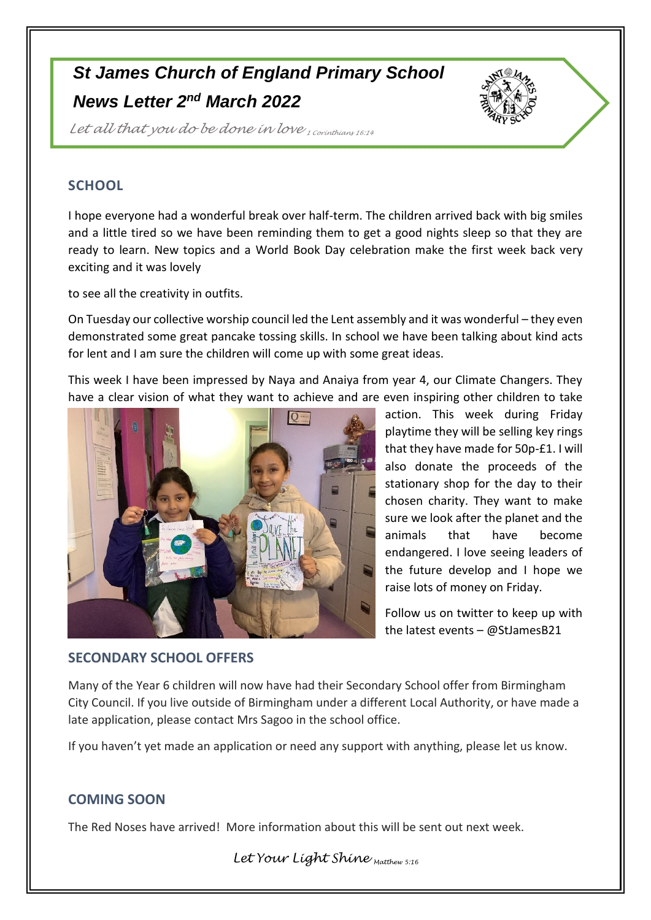# St James Church of England Primary School

## News Letter 2nd March 2022

*Let all that you do be done in love* *1 Corinthians 16:14*

## SCHOOL

I hope everyone had a wonderful break over half-term. The children arrived back with big smiles and a little tired so we have been reminding them to get a good nights sleep so that they are ready to learn. New topics and a World Book Day celebration make the first week back very exciting and it was lovely

to see all the creativity in outfits.

On Tuesday our collective worship council led the Lent assembly and it was wonderful – they even demonstrated some great pancake tossing skills. In school we have been talking about kind acts for lent and I am sure the children will come up with some great ideas.

This week I have been impressed by Naya and Anaiya from year 4, our Climate Changers. They have a clear vision of what they want to achieve and are even inspiring other children to take action. This week during Friday playtime they will be selling key rings that they have made for 50p-£1. I will also donate the proceeds of the stationary shop for the day to their chosen charity. They want to make sure we look after the planet and the animals that have become endangered. I love seeing leaders of the future develop and I hope we raise lots of money on Friday.

Follow us on twitter to keep up with the latest events – @StJamesB21

## SECONDARY SCHOOL OFFERS

Many of the Year 6 children will now have had their Secondary School offer from Birmingham City Council. If you live outside of Birmingham under a different Local Authority, or have made a late application, please contact Mrs Sagoo in the school office.

If you haven't yet made an application or need any support with anything, please let us know.

## COMING SOON

The Red Noses have arrived! More information about this will be sent out next week.

*Let Your Light Shine* *Matthew 5:16*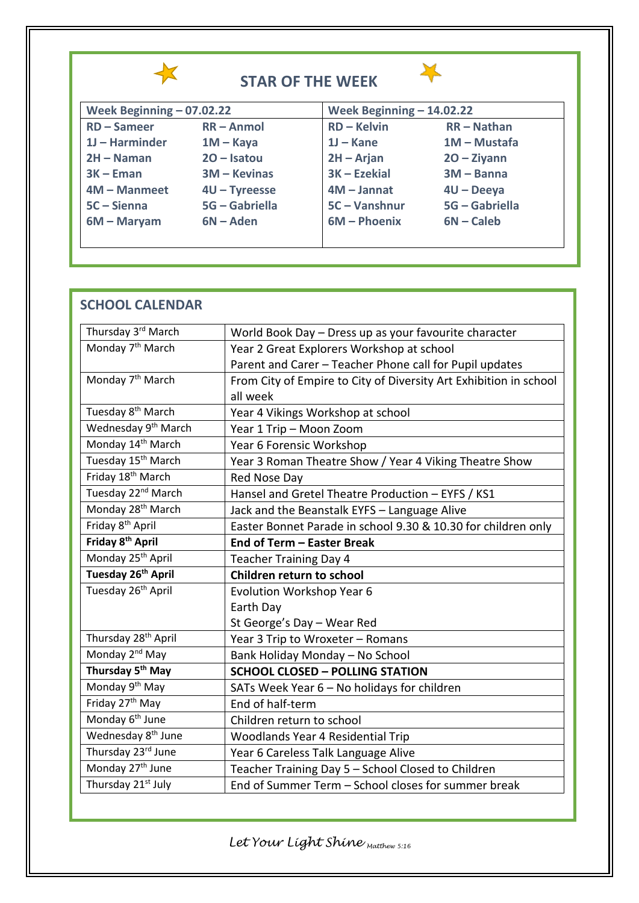## STAR OF THE WEEK

| Week Beginning – 07.02.22 | | Week Beginning – 14.02.22 | |
|---|---|---|---|
| **RD – Sameer** | **RR – Anmol** | **RD – Kelvin** | **RR – Nathan** |
| **1J – Harminder** | **1M – Kaya** | **1J – Kane** | **1M – Mustafa** |
| **2H – Naman** | **2O – Isatou** | **2H – Arjan** | **2O – Ziyann** |
| **3K – Eman** | **3M – Kevinas** | **3K – Ezekial** | **3M – Banna** |
| **4M – Manmeet** | **4U – Tyreesse** | **4M – Jannat** | **4U – Deeya** |
| **5C – Sienna** | **5G – Gabriella** | **5C – Vanshnur** | **5G – Gabriella** |
| **6M – Maryam** | **6N – Aden** | **6M – Phoenix** | **6N – Caleb** |

## SCHOOL CALENDAR

| | |
|---|---|
| Thursday 3rd March | World Book Day – Dress up as your favourite character |
| Monday 7th March | Year 2 Great Explorers Workshop at school<br>Parent and Carer – Teacher Phone call for Pupil updates |
| Monday 7th March | From City of Empire to City of Diversity Art Exhibition in school all week |
| Tuesday 8th March | Year 4 Vikings Workshop at school |
| Wednesday 9th March | Year 1 Trip – Moon Zoom |
| Monday 14th March | Year 6 Forensic Workshop |
| Tuesday 15th March | Year 3 Roman Theatre Show / Year 4 Viking Theatre Show |
| Friday 18th March | Red Nose Day |
| Tuesday 22nd March | Hansel and Gretel Theatre Production – EYFS / KS1 |
| Monday 28th March | Jack and the Beanstalk EYFS – Language Alive |
| Friday 8th April | Easter Bonnet Parade in school 9.30 & 10.30 for children only |
| **Friday 8th April** | **End of Term – Easter Break** |
| Monday 25th April | Teacher Training Day 4 |
| **Tuesday 26th April** | **Children return to school** |
| Tuesday 26th April | Evolution Workshop Year 6<br>Earth Day<br>St George's Day – Wear Red |
| Thursday 28th April | Year 3 Trip to Wroxeter – Romans |
| Monday 2nd May | Bank Holiday Monday – No School |
| **Thursday 5th May** | **SCHOOL CLOSED – POLLING STATION** |
| Monday 9th May | SATs Week Year 6 – No holidays for children |
| Friday 27th May | End of half-term |
| Monday 6th June | Children return to school |
| Wednesday 8th June | Woodlands Year 4 Residential Trip |
| Thursday 23rd June | Year 6 Careless Talk Language Alive |
| Monday 27th June | Teacher Training Day 5 – School Closed to Children |
| Thursday 21st July | End of Summer Term – School closes for summer break |

*Let Your Light Shine* Matthew 5:16